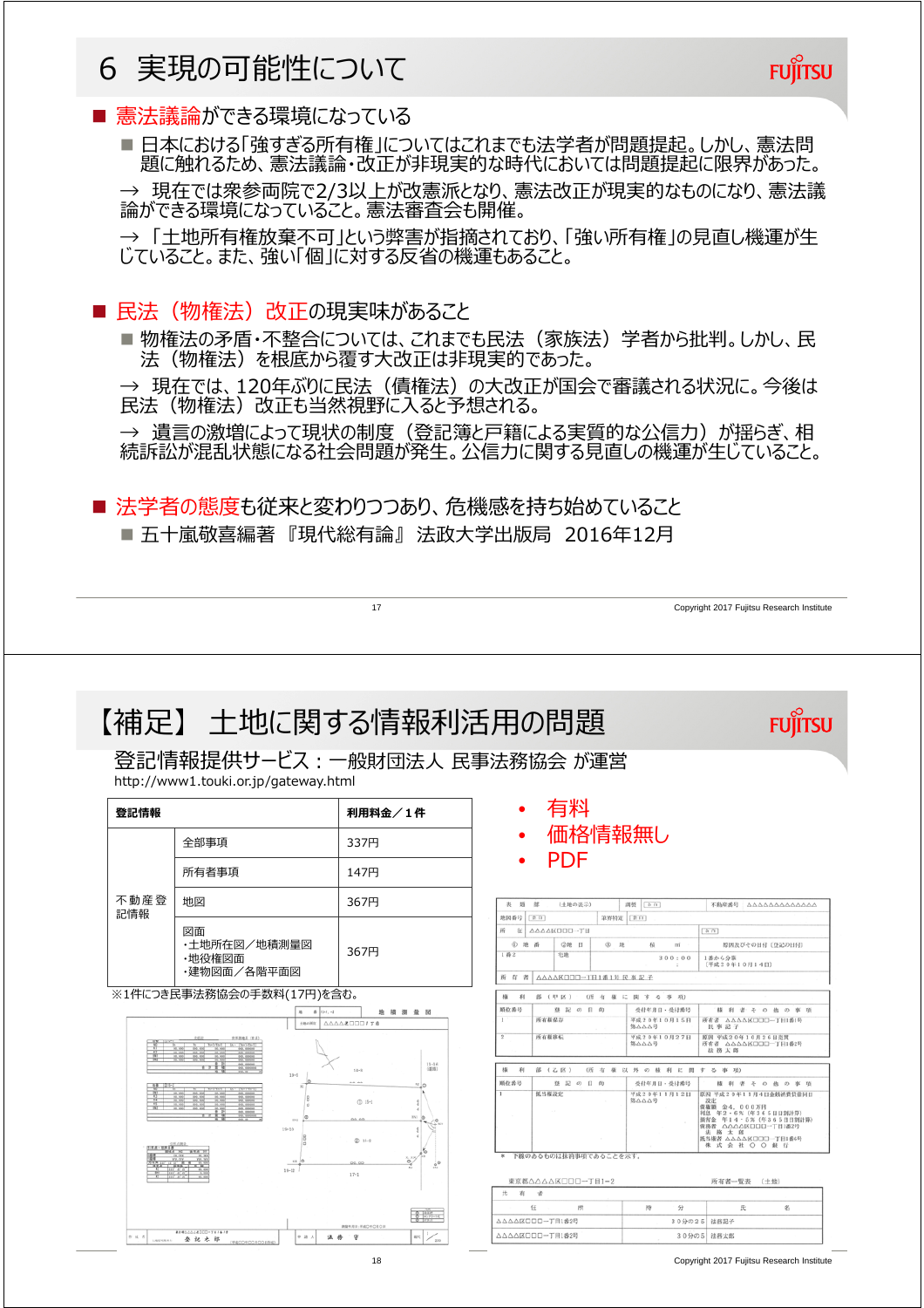# 6 実現の可能性について

■ 憲法議論ができる環境になっている

■ 日本における「強すぎる所有権」についてはこれまでも法学者が問題提起。しかし、憲法問題に触れるため、憲法議論・改正が非現実的な時代においては問題提起に限界があった。

→ 現在では衆参両院で2/3以上が改憲派となり、憲法改正が現実的なものになり、憲法議論ができる環境になっていること。憲法審査会も開催。

→ 「土地所有権放棄不可」という弊害が指摘されており、「強い所有権」の見直し機運が生じていること。また、強い「個」に対する反省の機運もあること。

■ 民法（物権法）改正の現実味があること

■ 物権法の矛盾・不整合については、これまでも民法（家族法）学者から批判。しかし、民法（物権法）を根底から覆す大改正は非現実的であった。

→ 現在では、120年ぶりに民法（債権法）の大改正が国会で審議される状況に。今後は民法（物権法）改正も当然視野に入ると予想される。

→ 遺言の激増によって現状の制度（登記簿と戸籍による実質的な公信力）が揺らぎ、相続訴訟が混乱状態になる社会問題が発生。公信力に関する見直しの機運が生じていること。

■ 法学者の態度も従来と変わりつつあり、危機感を持ち始めていること

■ 五十嵐敬喜編著 『現代総有論』 法政大学出版局 2016年12月

# 【補足】 土地に関する情報利活用の問題

登記情報提供サービス：一般財団法人 民事法務協会 が運営

http://www1.touki.or.jp/gateway.html

| 登記情報 | | 利用料金／1件 |
|---|---|---|
| 不動産登記情報 | 全部事項 | 337円 |
| | 所有者事項 | 147円 |
| | 地図 | 367円 |
| | 図面<br>・土地所在図／地積測量図<br>・地役権図面<br>・建物図面／各階平面図 | 367円 |

※1件につき民事法務協会の手数料(17円)を含む。

- 有料
- 価格情報無し
- PDF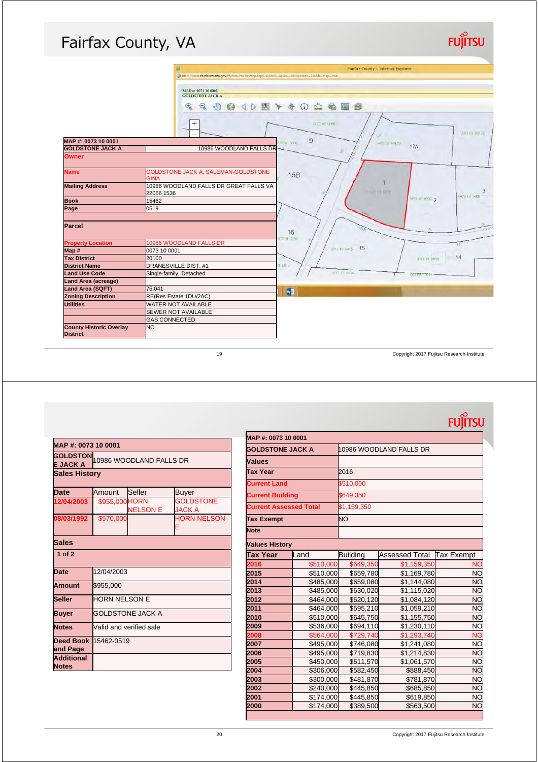# Fairfax County, VA

| MAP #: 0073 10 0001 | |
|---|---|
| GOLDSTONE JACK A | 10986 WOODLAND FALLS DR |
| **Owner** | |
| **Name** | GOLDSTONE JACK A, SALEMAN-GOLDSTONE GINA |
| **Mailing Address** | 10986 WOODLAND FALLS DR GREAT FALLS VA 22066 1536 |
| **Book** | 15462 |
| **Page** | 0519 |
| **Parcel** | |
| **Property Location** | 10986 WOODLAND FALLS DR |
| **Map #** | 0073 10 0001 |
| **Tax District** | 20100 |
| **District Name** | DRANESVILLE DIST. #1 |
| **Land Use Code** | Single-family, Detached |
| **Land Area (acreage)** | |
| **Land Area (SQFT)** | 75,041 |
| **Zoning Description** | RE(Res Estate 1DU/2AC) |
| **Utilities** | WATER NOT AVAILABLE |
| | SEWER NOT AVAILABLE |
| | GAS CONNECTED |
| **County Historic Overlay District** | NO |

| MAP #: 0073 10 0001 | | | |
|---|---|---|---|
| GOLDSTONE JACK A | 10986 WOODLAND FALLS DR | | |
| **Sales History** | | | |
| **Date** | Amount | Seller | Buyer |
| 12/04/2003 | $955,000 | HORN NELSON E | GOLDSTONE JACK A |
| 08/03/1992 | $570,000 | | HORN NELSON E |

| **Sales** | |
|---|---|
| **1 of 2** | |
| **Date** | 12/04/2003 |
| **Amount** | $955,000 |
| **Seller** | HORN NELSON E |
| **Buyer** | GOLDSTONE JACK A |
| **Notes** | Valid and verified sale |
| **Deed Book and Page** | 15462-0519 |
| **Additional Notes** | |

| MAP #: 0073 10 0001 | |
|---|---|
| **GOLDSTONE JACK A** | 10986 WOODLAND FALLS DR |
| **Values** | |
| **Tax Year** | 2016 |
| **Current Land** | $510,000 |
| **Current Building** | $649,350 |
| **Current Assessed Total** | $1,159,350 |
| **Tax Exempt** | NO |
| **Note** | |

**Values History**

| Tax Year | Land | Building | Assessed Total | Tax Exempt |
|---|---|---|---|---|
| 2016 | $510,000 | $649,350 | $1,159,350 | NO |
| 2015 | $510,000 | $659,780 | $1,169,780 | NO |
| 2014 | $485,000 | $659,080 | $1,144,080 | NO |
| 2013 | $485,000 | $630,020 | $1,115,020 | NO |
| 2012 | $464,000 | $620,120 | $1,084,120 | NO |
| 2011 | $464,000 | $595,210 | $1,059,210 | NO |
| 2010 | $510,000 | $645,750 | $1,155,750 | NO |
| 2009 | $536,000 | $694,110 | $1,230,110 | NO |
| 2008 | $564,000 | $729,740 | $1,293,740 | NO |
| 2007 | $495,000 | $746,080 | $1,241,080 | NO |
| 2006 | $495,000 | $719,830 | $1,214,830 | NO |
| 2005 | $450,000 | $611,570 | $1,061,570 | NO |
| 2004 | $306,000 | $582,450 | $888,450 | NO |
| 2003 | $300,000 | $481,870 | $781,870 | NO |
| 2002 | $240,000 | $445,850 | $685,850 | NO |
| 2001 | $174,000 | $445,850 | $619,850 | NO |
| 2000 | $174,000 | $389,500 | $563,500 | NO |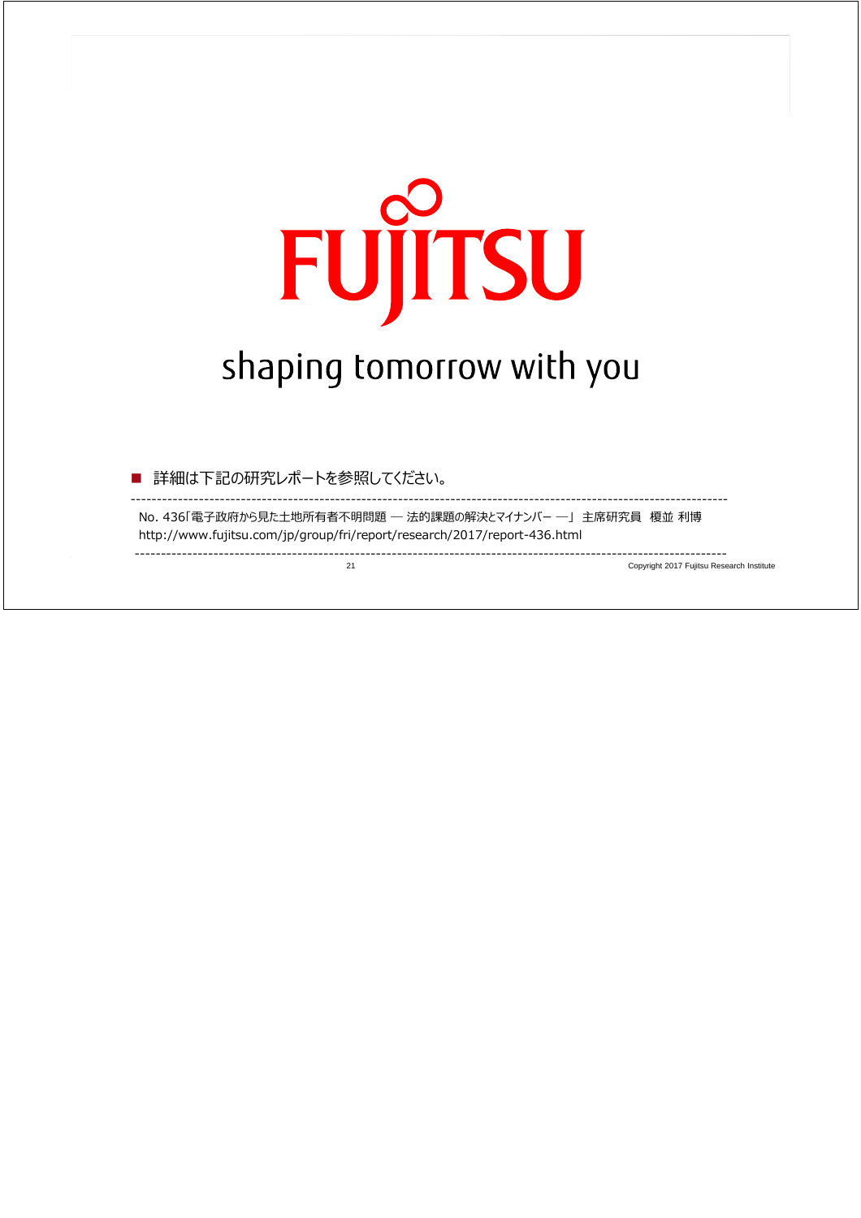FUJITSU

shaping tomorrow with you

- 詳細は下記の研究レポートを参照してください。

---

No. 436「電子政府から見た土地所有者不明問題 ― 法的課題の解決とマイナンバー ―」 主席研究員　榎並 利博
http://www.fujitsu.com/jp/group/fri/report/research/2017/report-436.html

---

Copyright 2017 Fujitsu Research Institute